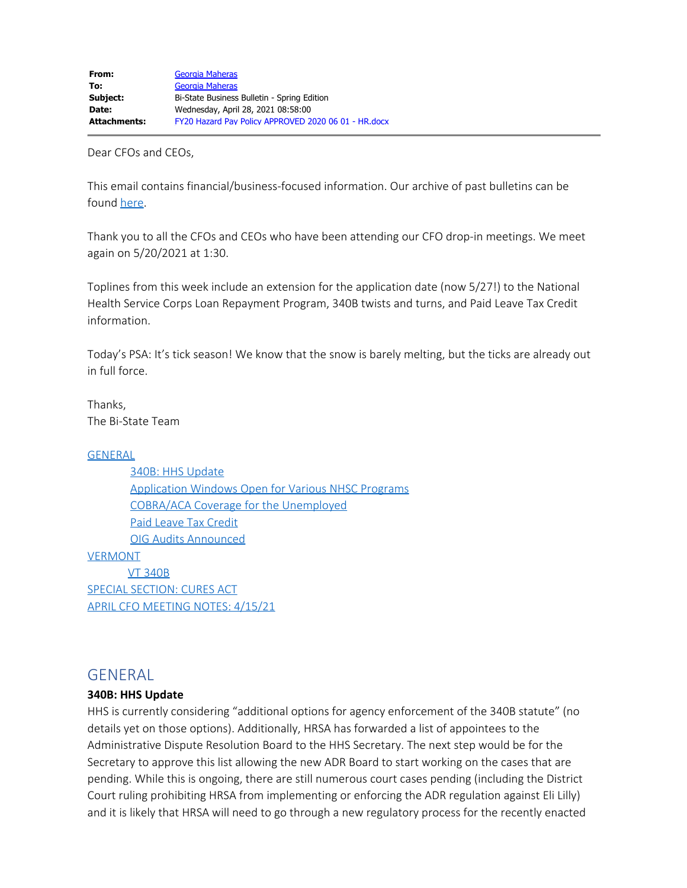| | |
|---|---|
| **From:** | Georgia Maheras |
| **To:** | Georgia Maheras |
| **Subject:** | Bi-State Business Bulletin - Spring Edition |
| **Date:** | Wednesday, April 28, 2021 08:58:00 |
| **Attachments:** | FY20 Hazard Pay Policy APPROVED 2020 06 01 - HR.docx |

Dear CFOs and CEOs,

This email contains financial/business-focused information. Our archive of past bulletins can be found here.

Thank you to all the CFOs and CEOs who have been attending our CFO drop-in meetings. We meet again on 5/20/2021 at 1:30.

Toplines from this week include an extension for the application date (now 5/27!) to the National Health Service Corps Loan Repayment Program, 340B twists and turns, and Paid Leave Tax Credit information.

Today's PSA: It's tick season! We know that the snow is barely melting, but the ticks are already out in full force.

Thanks,
The Bi-State Team

- GENERAL
  - 340B: HHS Update
  - Application Windows Open for Various NHSC Programs
  - COBRA/ACA Coverage for the Unemployed
  - Paid Leave Tax Credit
  - OIG Audits Announced
- VERMONT
  - VT 340B
- SPECIAL SECTION: CURES ACT
- APRIL CFO MEETING NOTES: 4/15/21

## GENERAL

**340B: HHS Update**

HHS is currently considering "additional options for agency enforcement of the 340B statute" (no details yet on those options). Additionally, HRSA has forwarded a list of appointees to the Administrative Dispute Resolution Board to the HHS Secretary. The next step would be for the Secretary to approve this list allowing the new ADR Board to start working on the cases that are pending. While this is ongoing, there are still numerous court cases pending (including the District Court ruling prohibiting HRSA from implementing or enforcing the ADR regulation against Eli Lilly) and it is likely that HRSA will need to go through a new regulatory process for the recently enacted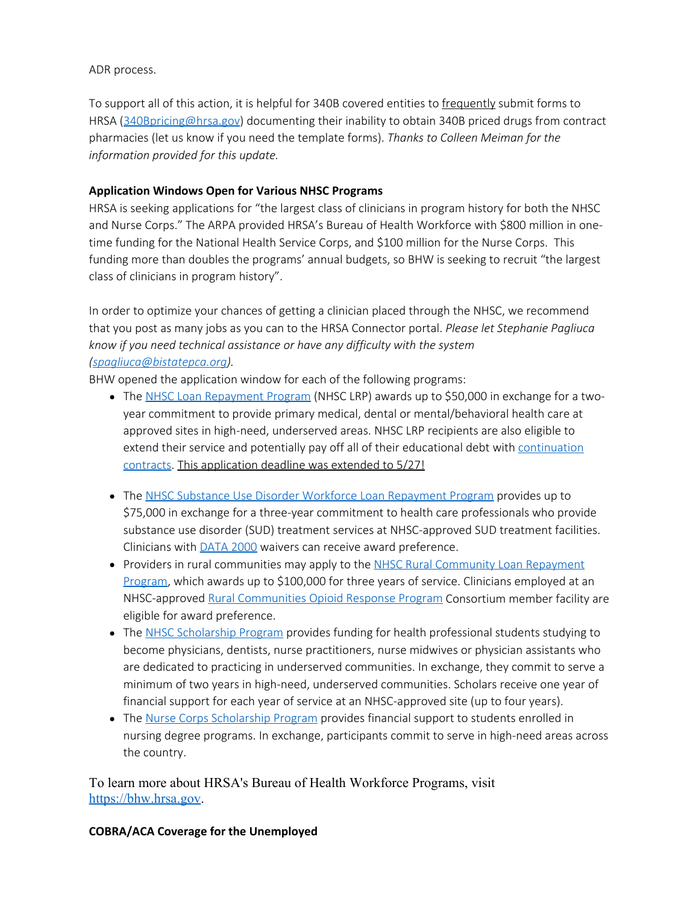ADR process.

To support all of this action, it is helpful for 340B covered entities to frequently submit forms to HRSA ([340Bpricing@hrsa.gov](mailto:340Bpricing@hrsa.gov)) documenting their inability to obtain 340B priced drugs from contract pharmacies (let us know if you need the template forms). *Thanks to Colleen Meiman for the information provided for this update.*

**Application Windows Open for Various NHSC Programs**

HRSA is seeking applications for "the largest class of clinicians in program history for both the NHSC and Nurse Corps." The ARPA provided HRSA's Bureau of Health Workforce with $800 million in one-time funding for the National Health Service Corps, and $100 million for the Nurse Corps. This funding more than doubles the programs' annual budgets, so BHW is seeking to recruit "the largest class of clinicians in program history".

In order to optimize your chances of getting a clinician placed through the NHSC, we recommend that you post as many jobs as you can to the HRSA Connector portal. *Please let Stephanie Pagliuca know if you need technical assistance or have any difficulty with the system ([spagliuca@bistatepca.org](mailto:spagliuca@bistatepca.org)).*

BHW opened the application window for each of the following programs:

- The NHSC Loan Repayment Program (NHSC LRP) awards up to $50,000 in exchange for a two-year commitment to provide primary medical, dental or mental/behavioral health care at approved sites in high-need, underserved areas. NHSC LRP recipients are also eligible to extend their service and potentially pay off all of their educational debt with continuation contracts. This application deadline was extended to 5/27!
- The NHSC Substance Use Disorder Workforce Loan Repayment Program provides up to $75,000 in exchange for a three-year commitment to health care professionals who provide substance use disorder (SUD) treatment services at NHSC-approved SUD treatment facilities. Clinicians with DATA 2000 waivers can receive award preference.
- Providers in rural communities may apply to the NHSC Rural Community Loan Repayment Program, which awards up to $100,000 for three years of service. Clinicians employed at an NHSC-approved Rural Communities Opioid Response Program Consortium member facility are eligible for award preference.
- The NHSC Scholarship Program provides funding for health professional students studying to become physicians, dentists, nurse practitioners, nurse midwives or physician assistants who are dedicated to practicing in underserved communities. In exchange, they commit to serve a minimum of two years in high-need, underserved communities. Scholars receive one year of financial support for each year of service at an NHSC-approved site (up to four years).
- The Nurse Corps Scholarship Program provides financial support to students enrolled in nursing degree programs. In exchange, participants commit to serve in high-need areas across the country.

To learn more about HRSA's Bureau of Health Workforce Programs, visit [https://bhw.hrsa.gov](https://bhw.hrsa.gov).

**COBRA/ACA Coverage for the Unemployed**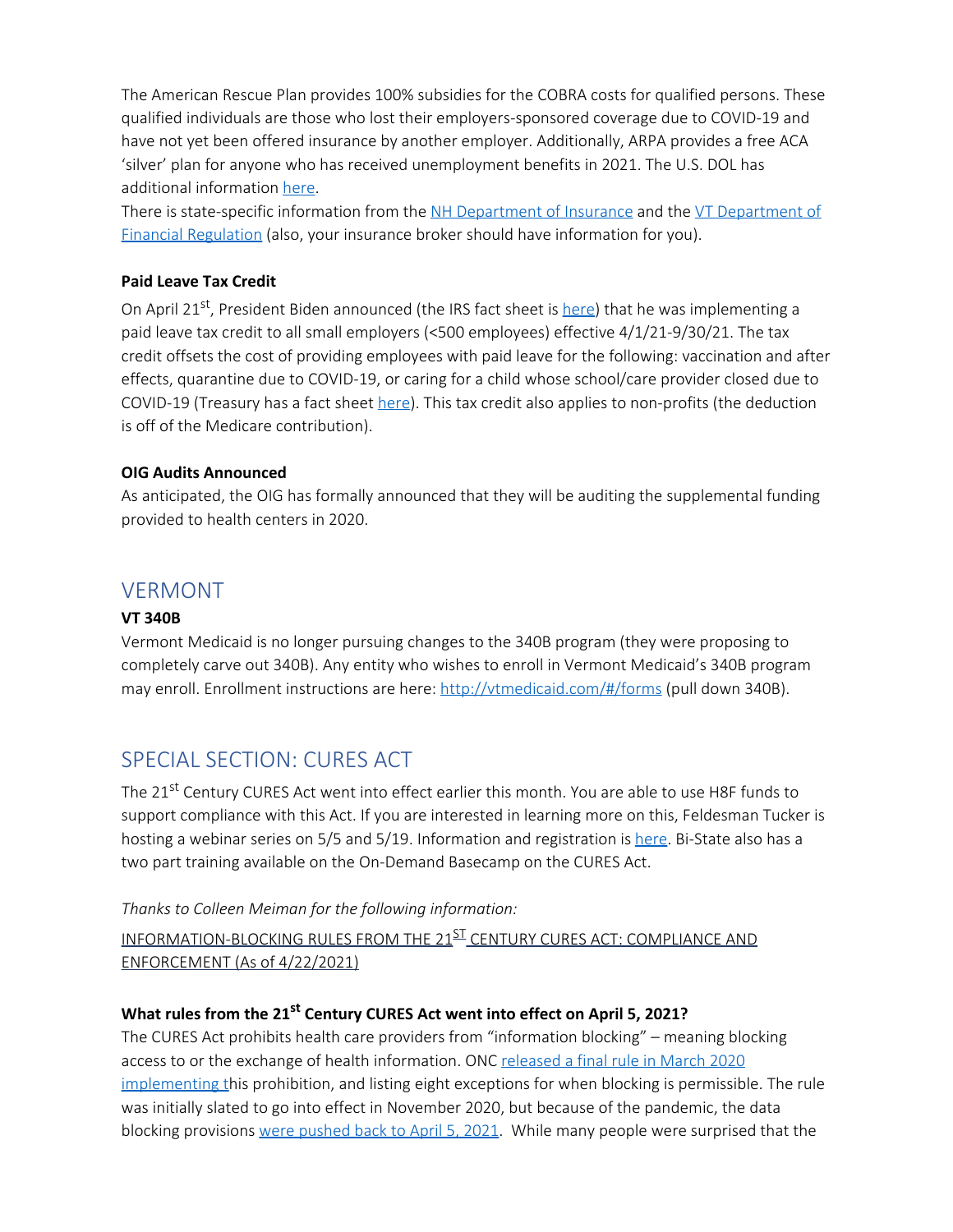The American Rescue Plan provides 100% subsidies for the COBRA costs for qualified persons. These qualified individuals are those who lost their employers-sponsored coverage due to COVID-19 and have not yet been offered insurance by another employer. Additionally, ARPA provides a free ACA 'silver' plan for anyone who has received unemployment benefits in 2021. The U.S. DOL has additional information here.

There is state-specific information from the NH Department of Insurance and the VT Department of Financial Regulation (also, your insurance broker should have information for you).

**Paid Leave Tax Credit**

On April 21st, President Biden announced (the IRS fact sheet is here) that he was implementing a paid leave tax credit to all small employers (<500 employees) effective 4/1/21-9/30/21. The tax credit offsets the cost of providing employees with paid leave for the following: vaccination and after effects, quarantine due to COVID-19, or caring for a child whose school/care provider closed due to COVID-19 (Treasury has a fact sheet here). This tax credit also applies to non-profits (the deduction is off of the Medicare contribution).

**OIG Audits Announced**

As anticipated, the OIG has formally announced that they will be auditing the supplemental funding provided to health centers in 2020.

## VERMONT

**VT 340B**

Vermont Medicaid is no longer pursuing changes to the 340B program (they were proposing to completely carve out 340B). Any entity who wishes to enroll in Vermont Medicaid's 340B program may enroll. Enrollment instructions are here: http://vtmedicaid.com/#/forms (pull down 340B).

## SPECIAL SECTION: CURES ACT

The 21st Century CURES Act went into effect earlier this month. You are able to use H8F funds to support compliance with this Act. If you are interested in learning more on this, Feldesman Tucker is hosting a webinar series on 5/5 and 5/19. Information and registration is here. Bi-State also has a two part training available on the On-Demand Basecamp on the CURES Act.

*Thanks to Colleen Meiman for the following information:*

INFORMATION-BLOCKING RULES FROM THE 21ST CENTURY CURES ACT: COMPLIANCE AND ENFORCEMENT (As of 4/22/2021)

**What rules from the 21st Century CURES Act went into effect on April 5, 2021?**

The CURES Act prohibits health care providers from "information blocking" – meaning blocking access to or the exchange of health information. ONC released a final rule in March 2020 implementing this prohibition, and listing eight exceptions for when blocking is permissible. The rule was initially slated to go into effect in November 2020, but because of the pandemic, the data blocking provisions were pushed back to April 5, 2021. While many people were surprised that the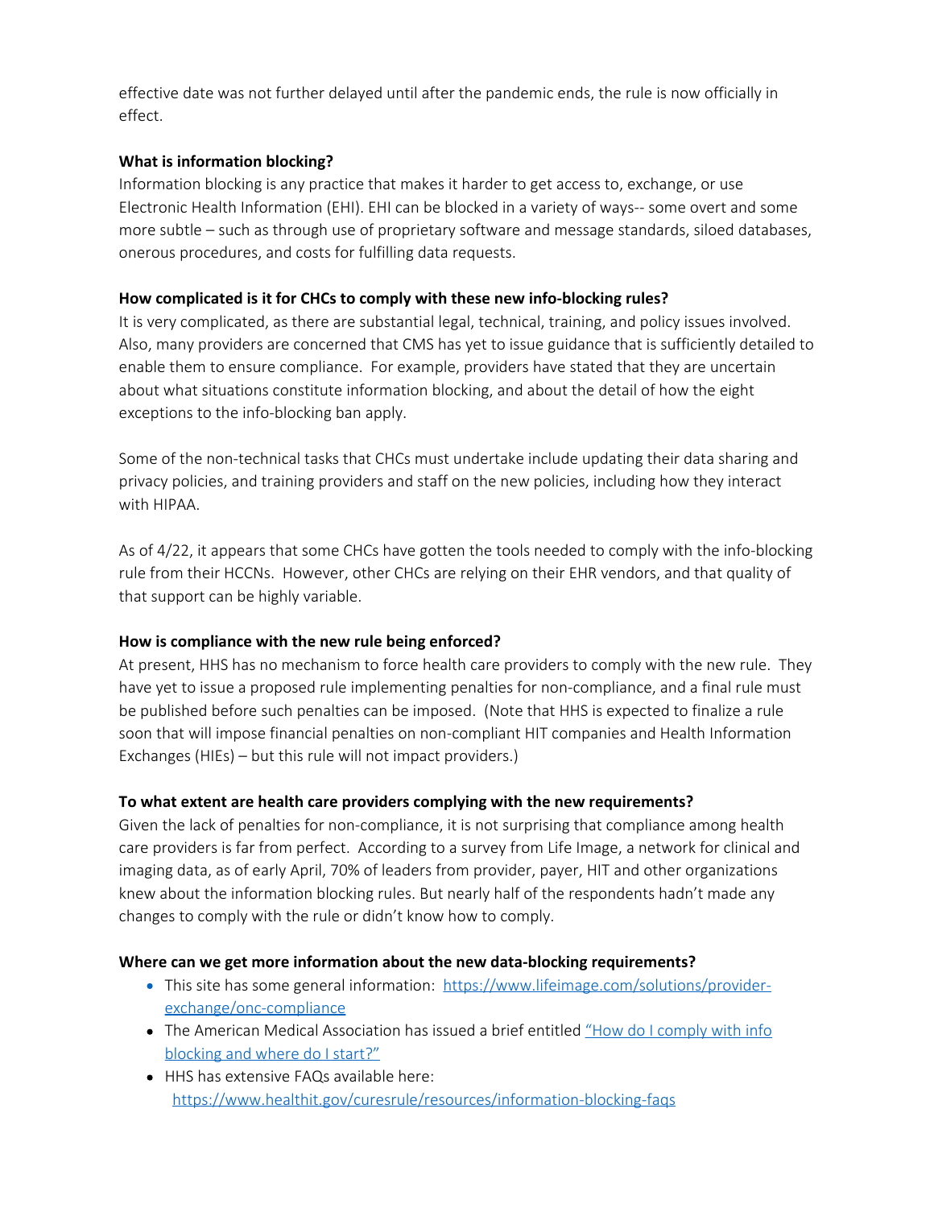effective date was not further delayed until after the pandemic ends, the rule is now officially in effect.

**What is information blocking?**

Information blocking is any practice that makes it harder to get access to, exchange, or use Electronic Health Information (EHI). EHI can be blocked in a variety of ways-- some overt and some more subtle – such as through use of proprietary software and message standards, siloed databases, onerous procedures, and costs for fulfilling data requests.

**How complicated is it for CHCs to comply with these new info-blocking rules?**

It is very complicated, as there are substantial legal, technical, training, and policy issues involved. Also, many providers are concerned that CMS has yet to issue guidance that is sufficiently detailed to enable them to ensure compliance. For example, providers have stated that they are uncertain about what situations constitute information blocking, and about the detail of how the eight exceptions to the info-blocking ban apply.

Some of the non-technical tasks that CHCs must undertake include updating their data sharing and privacy policies, and training providers and staff on the new policies, including how they interact with HIPAA.

As of 4/22, it appears that some CHCs have gotten the tools needed to comply with the info-blocking rule from their HCCNs. However, other CHCs are relying on their EHR vendors, and that quality of that support can be highly variable.

**How is compliance with the new rule being enforced?**

At present, HHS has no mechanism to force health care providers to comply with the new rule. They have yet to issue a proposed rule implementing penalties for non-compliance, and a final rule must be published before such penalties can be imposed. (Note that HHS is expected to finalize a rule soon that will impose financial penalties on non-compliant HIT companies and Health Information Exchanges (HIEs) – but this rule will not impact providers.)

**To what extent are health care providers complying with the new requirements?**

Given the lack of penalties for non-compliance, it is not surprising that compliance among health care providers is far from perfect. According to a survey from Life Image, a network for clinical and imaging data, as of early April, 70% of leaders from provider, payer, HIT and other organizations knew about the information blocking rules. But nearly half of the respondents hadn't made any changes to comply with the rule or didn't know how to comply.

**Where can we get more information about the new data-blocking requirements?**

- This site has some general information: [https://www.lifeimage.com/solutions/provider-exchange/onc-compliance](https://www.lifeimage.com/solutions/provider-exchange/onc-compliance)
- The American Medical Association has issued a brief entitled "How do I comply with info blocking and where do I start?"
- HHS has extensive FAQs available here: [https://www.healthit.gov/curesrule/resources/information-blocking-faqs](https://www.healthit.gov/curesrule/resources/information-blocking-faqs)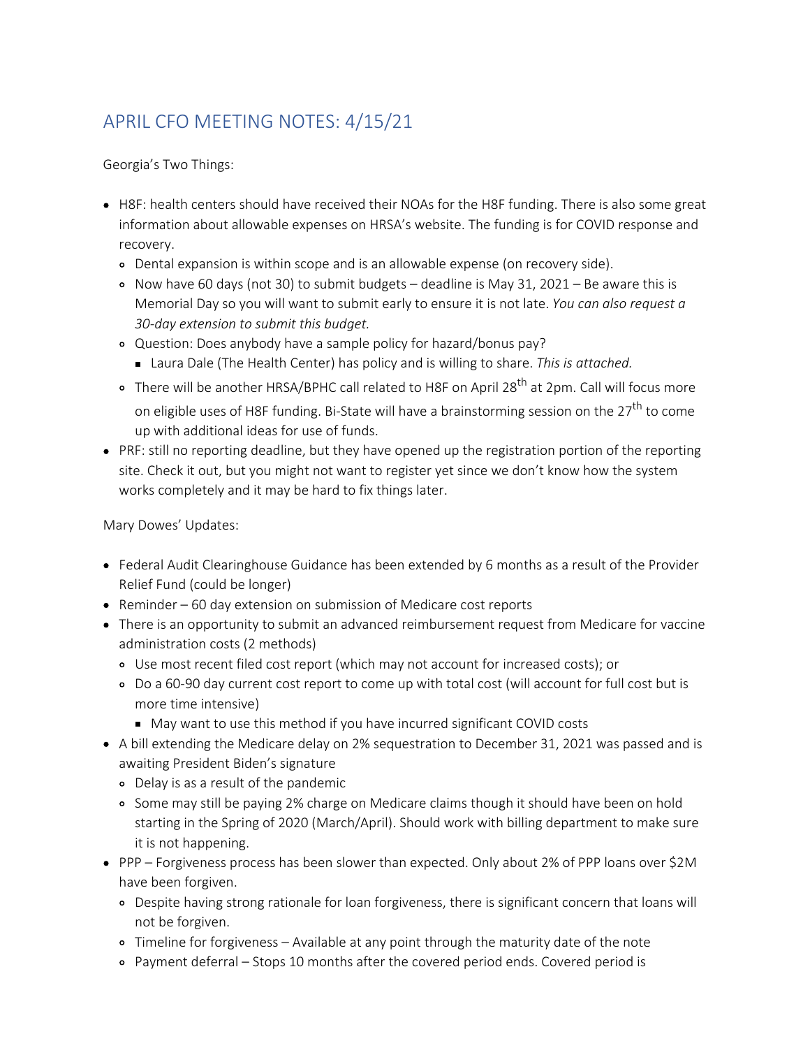## APRIL CFO MEETING NOTES: 4/15/21

Georgia's Two Things:

- H8F: health centers should have received their NOAs for the H8F funding. There is also some great information about allowable expenses on HRSA's website. The funding is for COVID response and recovery.
  - Dental expansion is within scope and is an allowable expense (on recovery side).
  - Now have 60 days (not 30) to submit budgets – deadline is May 31, 2021 – Be aware this is Memorial Day so you will want to submit early to ensure it is not late. *You can also request a 30-day extension to submit this budget.*
  - Question: Does anybody have a sample policy for hazard/bonus pay?
    - Laura Dale (The Health Center) has policy and is willing to share. *This is attached.*
  - There will be another HRSA/BPHC call related to H8F on April 28th at 2pm. Call will focus more on eligible uses of H8F funding. Bi-State will have a brainstorming session on the 27th to come up with additional ideas for use of funds.
- PRF: still no reporting deadline, but they have opened up the registration portion of the reporting site. Check it out, but you might not want to register yet since we don't know how the system works completely and it may be hard to fix things later.

Mary Dowes' Updates:

- Federal Audit Clearinghouse Guidance has been extended by 6 months as a result of the Provider Relief Fund (could be longer)
- Reminder – 60 day extension on submission of Medicare cost reports
- There is an opportunity to submit an advanced reimbursement request from Medicare for vaccine administration costs (2 methods)
  - Use most recent filed cost report (which may not account for increased costs); or
  - Do a 60-90 day current cost report to come up with total cost (will account for full cost but is more time intensive)
    - May want to use this method if you have incurred significant COVID costs
- A bill extending the Medicare delay on 2% sequestration to December 31, 2021 was passed and is awaiting President Biden's signature
  - Delay is as a result of the pandemic
  - Some may still be paying 2% charge on Medicare claims though it should have been on hold starting in the Spring of 2020 (March/April). Should work with billing department to make sure it is not happening.
- PPP – Forgiveness process has been slower than expected. Only about 2% of PPP loans over $2M have been forgiven.
  - Despite having strong rationale for loan forgiveness, there is significant concern that loans will not be forgiven.
  - Timeline for forgiveness – Available at any point through the maturity date of the note
  - Payment deferral – Stops 10 months after the covered period ends. Covered period is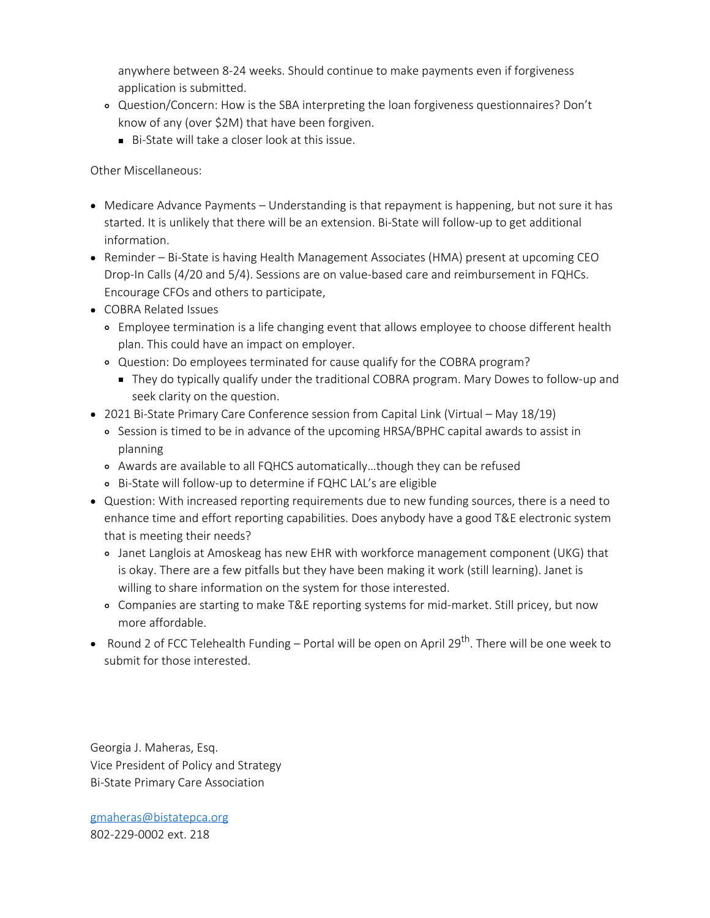anywhere between 8-24 weeks. Should continue to make payments even if forgiveness application is submitted.
  - Question/Concern: How is the SBA interpreting the loan forgiveness questionnaires? Don't know of any (over $2M) that have been forgiven.
    - Bi-State will take a closer look at this issue.

Other Miscellaneous:

- Medicare Advance Payments – Understanding is that repayment is happening, but not sure it has started. It is unlikely that there will be an extension. Bi-State will follow-up to get additional information.
- Reminder – Bi-State is having Health Management Associates (HMA) present at upcoming CEO Drop-In Calls (4/20 and 5/4). Sessions are on value-based care and reimbursement in FQHCs. Encourage CFOs and others to participate,
- COBRA Related Issues
  - Employee termination is a life changing event that allows employee to choose different health plan. This could have an impact on employer.
  - Question: Do employees terminated for cause qualify for the COBRA program?
    - They do typically qualify under the traditional COBRA program. Mary Dowes to follow-up and seek clarity on the question.
- 2021 Bi-State Primary Care Conference session from Capital Link (Virtual – May 18/19)
  - Session is timed to be in advance of the upcoming HRSA/BPHC capital awards to assist in planning
  - Awards are available to all FQHCS automatically…though they can be refused
  - Bi-State will follow-up to determine if FQHC LAL's are eligible
- Question: With increased reporting requirements due to new funding sources, there is a need to enhance time and effort reporting capabilities. Does anybody have a good T&E electronic system that is meeting their needs?
  - Janet Langlois at Amoskeag has new EHR with workforce management component (UKG) that is okay. There are a few pitfalls but they have been making it work (still learning). Janet is willing to share information on the system for those interested.
  - Companies are starting to make T&E reporting systems for mid-market. Still pricey, but now more affordable.
- Round 2 of FCC Telehealth Funding – Portal will be open on April 29th. There will be one week to submit for those interested.

Georgia J. Maheras, Esq.
Vice President of Policy and Strategy
Bi-State Primary Care Association

gmaheras@bistatepca.org
802-229-0002 ext. 218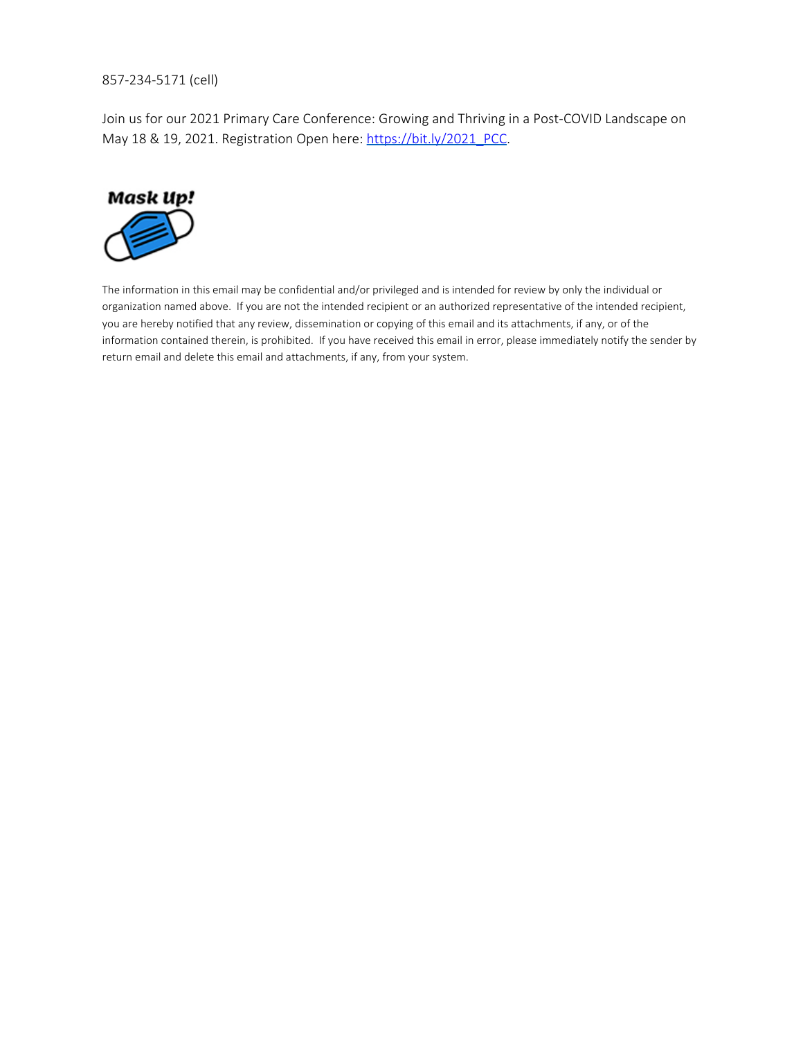857-234-5171 (cell)

Join us for our 2021 Primary Care Conference: Growing and Thriving in a Post-COVID Landscape on May 18 & 19, 2021. Registration Open here: [https://bit.ly/2021_PCC](https://bit.ly/2021_PCC).

Mask Up!

The information in this email may be confidential and/or privileged and is intended for review by only the individual or organization named above. If you are not the intended recipient or an authorized representative of the intended recipient, you are hereby notified that any review, dissemination or copying of this email and its attachments, if any, or of the information contained therein, is prohibited. If you have received this email in error, please immediately notify the sender by return email and delete this email and attachments, if any, from your system.